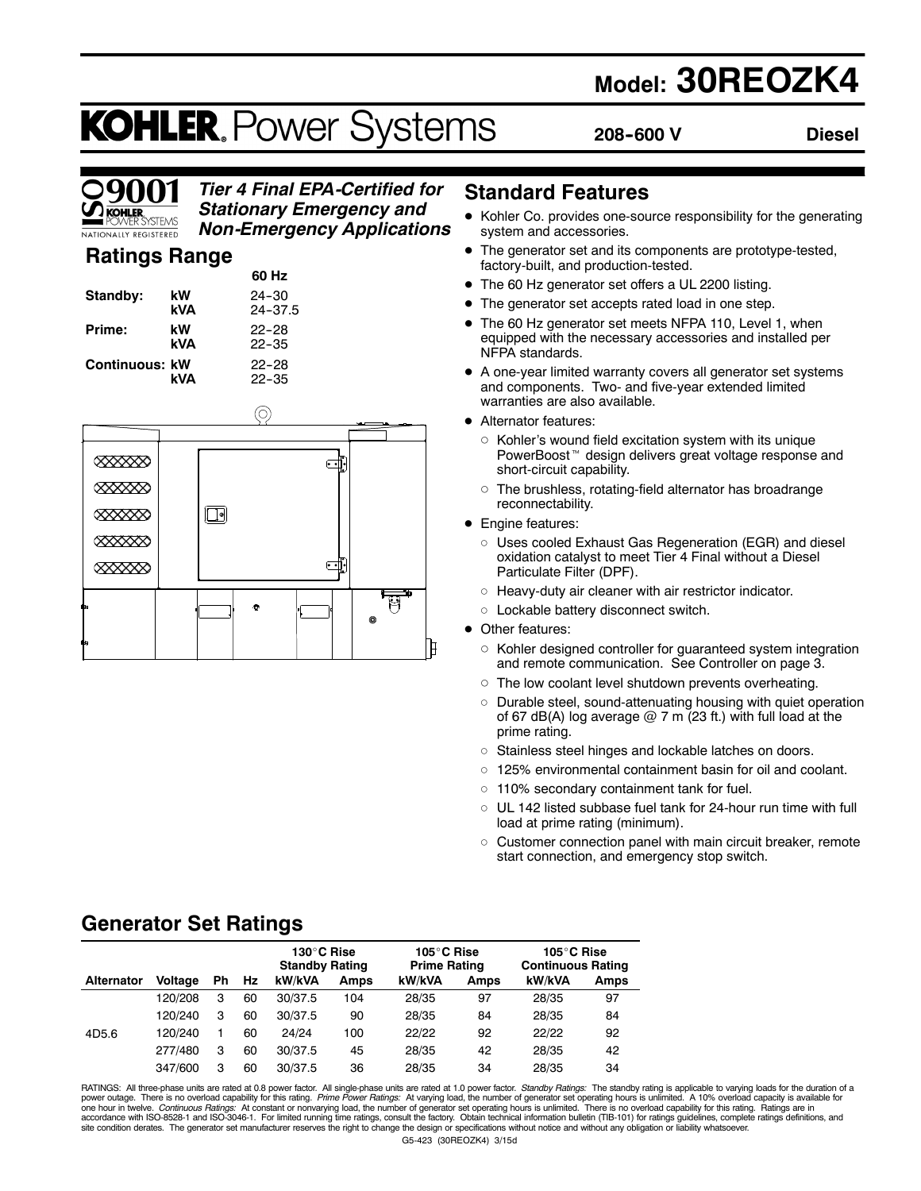# Model: 30REOZK4

# KOHLER. Power Systems

**208-600 V** **Diesel**

ISO 9001 KOHLER POWER SYSTEMS NATIONALLY REGISTERED

***Tier 4 Final EPA-Certified for Stationary Emergency and Non-Emergency Applications***

## Ratings Range

| | | 60 Hz |
|---|---|---|
| **Standby:** | **kW** | 24-30 |
| | **kVA** | 24-37.5 |
| **Prime:** | **kW** | 22-28 |
| | **kVA** | 22-35 |
| **Continuous:** | **kW** | 22-28 |
| | **kVA** | 22-35 |

## Standard Features

- Kohler Co. provides one-source responsibility for the generating system and accessories.
- The generator set and its components are prototype-tested, factory-built, and production-tested.
- The 60 Hz generator set offers a UL 2200 listing.
- The generator set accepts rated load in one step.
- The 60 Hz generator set meets NFPA 110, Level 1, when equipped with the necessary accessories and installed per NFPA standards.
- A one-year limited warranty covers all generator set systems and components. Two- and five-year extended limited warranties are also available.
- Alternator features:
  - Kohler's wound field excitation system with its unique PowerBoost™ design delivers great voltage response and short-circuit capability.
  - The brushless, rotating-field alternator has broadrange reconnectability.
- Engine features:
  - Uses cooled Exhaust Gas Regeneration (EGR) and diesel oxidation catalyst to meet Tier 4 Final without a Diesel Particulate Filter (DPF).
  - Heavy-duty air cleaner with air restrictor indicator.
  - Lockable battery disconnect switch.
- Other features:
  - Kohler designed controller for guaranteed system integration and remote communication. See Controller on page 3.
  - The low coolant level shutdown prevents overheating.
  - Durable steel, sound-attenuating housing with quiet operation of 67 dB(A) log average @ 7 m (23 ft.) with full load at the prime rating.
  - Stainless steel hinges and lockable latches on doors.
  - 125% environmental containment basin for oil and coolant.
  - 110% secondary containment tank for fuel.
  - UL 142 listed subbase fuel tank for 24-hour run time with full load at prime rating (minimum).
  - Customer connection panel with main circuit breaker, remote start connection, and emergency stop switch.

## Generator Set Ratings

| | | | | 130°C Rise Standby Rating | | 105°C Rise Prime Rating | | 105°C Rise Continuous Rating | |
|---|---|---|---|---|---|---|---|---|---|
| **Alternator** | **Voltage** | **Ph** | **Hz** | **kW/kVA** | **Amps** | **kW/kVA** | **Amps** | **kW/kVA** | **Amps** |
| 4D5.6 | 120/208 | 3 | 60 | 30/37.5 | 104 | 28/35 | 97 | 28/35 | 97 |
| | 120/240 | 3 | 60 | 30/37.5 | 90 | 28/35 | 84 | 28/35 | 84 |
| | 120/240 | 1 | 60 | 24/24 | 100 | 22/22 | 92 | 22/22 | 92 |
| | 277/480 | 3 | 60 | 30/37.5 | 45 | 28/35 | 42 | 28/35 | 42 |
| | 347/600 | 3 | 60 | 30/37.5 | 36 | 28/35 | 34 | 28/35 | 34 |

RATINGS: All three-phase units are rated at 0.8 power factor. All single-phase units are rated at 1.0 power factor. *Standby Ratings:* The standby rating is applicable to varying loads for the duration of a power outage. There is no overload capability for this rating. *Prime Power Ratings:* At varying load, the number of generator set operating hours is unlimited. A 10% overload capacity is available for one hour in twelve. *Continuous Ratings:* At constant or nonvarying load, the number of generator set operating hours is unlimited. There is no overload capability for this rating. Ratings are in accordance with ISO-8528-1 and ISO-3046-1. For limited running time ratings, consult the factory. Obtain technical information bulletin (TIB-101) for ratings guidelines, complete ratings definitions, and site condition derates. The generator set manufacturer reserves the right to change the design or specifications without notice and without any obligation or liability whatsoever.

G5-423 (30REOZK4) 3/15d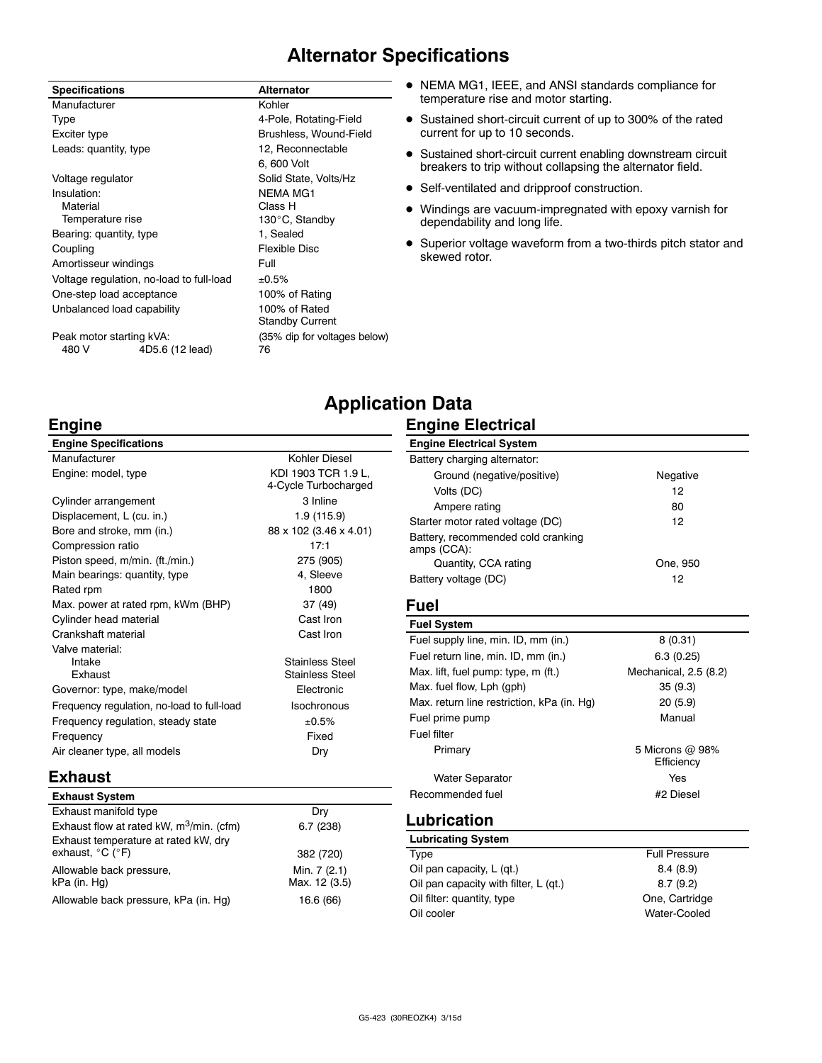# Alternator Specifications

| Specifications | Alternator |
|---|---|
| Manufacturer | Kohler |
| Type | 4-Pole, Rotating-Field |
| Exciter type | Brushless, Wound-Field |
| Leads: quantity, type | 12, Reconnectable 6, 600 Volt |
| Voltage regulator | Solid State, Volts/Hz |
| Insulation: | NEMA MG1 |
| Material | Class H |
| Temperature rise | 130°C, Standby |
| Bearing: quantity, type | 1, Sealed |
| Coupling | Flexible Disc |
| Amortisseur windings | Full |
| Voltage regulation, no-load to full-load | ±0.5% |
| One-step load acceptance | 100% of Rating |
| Unbalanced load capability | 100% of Rated Standby Current |
| Peak motor starting kVA: | (35% dip for voltages below) |
| 480 V 4D5.6 (12 lead) | 76 |

- NEMA MG1, IEEE, and ANSI standards compliance for temperature rise and motor starting.
- Sustained short-circuit current of up to 300% of the rated current for up to 10 seconds.
- Sustained short-circuit current enabling downstream circuit breakers to trip without collapsing the alternator field.
- Self-ventilated and dripproof construction.
- Windings are vacuum-impregnated with epoxy varnish for dependability and long life.
- Superior voltage waveform from a two-thirds pitch stator and skewed rotor.

# Application Data

## Engine

| Engine Specifications | |
|---|---|
| Manufacturer | Kohler Diesel |
| Engine: model, type | KDI 1903 TCR 1.9 L, 4-Cycle Turbocharged |
| Cylinder arrangement | 3 Inline |
| Displacement, L (cu. in.) | 1.9 (115.9) |
| Bore and stroke, mm (in.) | 88 x 102 (3.46 x 4.01) |
| Compression ratio | 17:1 |
| Piston speed, m/min. (ft./min.) | 275 (905) |
| Main bearings: quantity, type | 4, Sleeve |
| Rated rpm | 1800 |
| Max. power at rated rpm, kWm (BHP) | 37 (49) |
| Cylinder head material | Cast Iron |
| Crankshaft material | Cast Iron |
| Valve material: | |
| Intake | Stainless Steel |
| Exhaust | Stainless Steel |
| Governor: type, make/model | Electronic |
| Frequency regulation, no-load to full-load | Isochronous |
| Frequency regulation, steady state | ±0.5% |
| Frequency | Fixed |
| Air cleaner type, all models | Dry |

## Exhaust

| Exhaust System | |
|---|---|
| Exhaust manifold type | Dry |
| Exhaust flow at rated kW, $m^3$/min. (cfm) | 6.7 (238) |
| Exhaust temperature at rated kW, dry exhaust, °C (°F) | 382 (720) |
| Allowable back pressure, kPa (in. Hg) | Min. 7 (2.1) Max. 12 (3.5) |
| Allowable back pressure, kPa (in. Hg) | 16.6 (66) |

## Engine Electrical

| Engine Electrical System | |
|---|---|
| Battery charging alternator: | |
| Ground (negative/positive) | Negative |
| Volts (DC) | 12 |
| Ampere rating | 80 |
| Starter motor rated voltage (DC) | 12 |
| Battery, recommended cold cranking amps (CCA): | |
| Quantity, CCA rating | One, 950 |
| Battery voltage (DC) | 12 |

## Fuel

| Fuel System | |
|---|---|
| Fuel supply line, min. ID, mm (in.) | 8 (0.31) |
| Fuel return line, min. ID, mm (in.) | 6.3 (0.25) |
| Max. lift, fuel pump: type, m (ft.) | Mechanical, 2.5 (8.2) |
| Max. fuel flow, Lph (gph) | 35 (9.3) |
| Max. return line restriction, kPa (in. Hg) | 20 (5.9) |
| Fuel prime pump | Manual |
| Fuel filter | |
| Primary | 5 Microns @ 98% Efficiency |
| Water Separator | Yes |
| Recommended fuel | #2 Diesel |

## Lubrication

| Lubricating System | |
|---|---|
| Type | Full Pressure |
| Oil pan capacity, L (qt.) | 8.4 (8.9) |
| Oil pan capacity with filter, L (qt.) | 8.7 (9.2) |
| Oil filter: quantity, type | One, Cartridge |
| Oil cooler | Water-Cooled |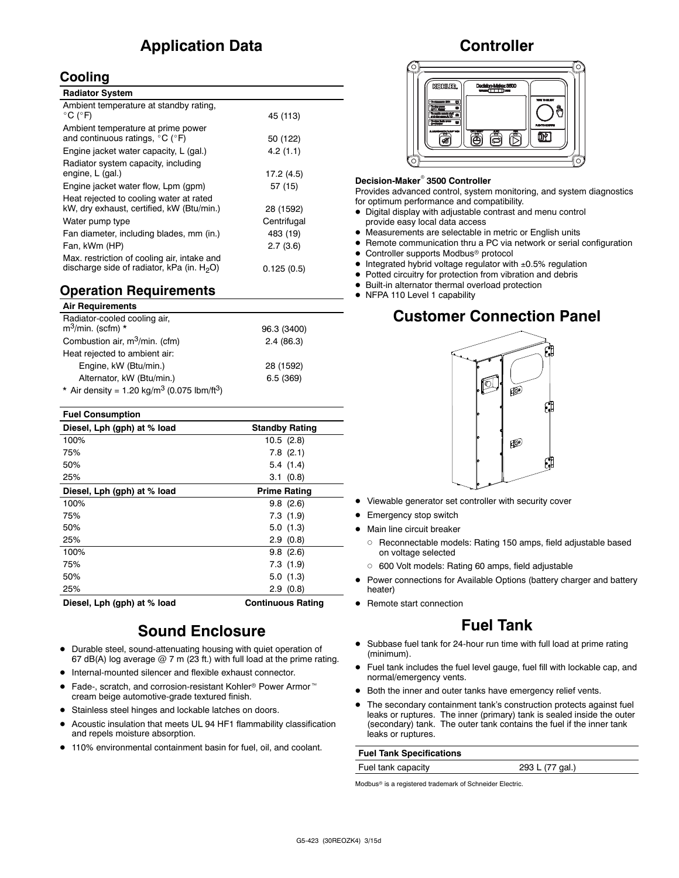# Application Data

## Cooling

| Radiator System | |
|---|---|
| Ambient temperature at standby rating, °C (°F) | 45 (113) |
| Ambient temperature at prime power and continuous ratings, °C (°F) | 50 (122) |
| Engine jacket water capacity, L (gal.) | 4.2 (1.1) |
| Radiator system capacity, including engine, L (gal.) | 17.2 (4.5) |
| Engine jacket water flow, Lpm (gpm) | 57 (15) |
| Heat rejected to cooling water at rated kW, dry exhaust, certified, kW (Btu/min.) | 28 (1592) |
| Water pump type | Centrifugal |
| Fan diameter, including blades, mm (in.) | 483 (19) |
| Fan, kWm (HP) | 2.7 (3.6) |
| Max. restriction of cooling air, intake and discharge side of radiator, kPa (in. $H_2O$) | 0.125 (0.5) |

## Operation Requirements

| Air Requirements | |
|---|---|
| Radiator-cooled cooling air, $m^3$/min. (scfm) * | 96.3 (3400) |
| Combustion air, $m^3$/min. (cfm) | 2.4 (86.3) |
| Heat rejected to ambient air: | |
| Engine, kW (Btu/min.) | 28 (1592) |
| Alternator, kW (Btu/min.) | 6.5 (369) |

\* Air density = 1.20 kg/$m^3$ (0.075 lbm/$ft^3$)

| Fuel Consumption | |
|---|---|
| **Diesel, Lph (gph) at % load** | **Standby Rating** |
| 100% | 10.5 (2.8) |
| 75% | 7.8 (2.1) |
| 50% | 5.4 (1.4) |
| 25% | 3.1 (0.8) |
| **Diesel, Lph (gph) at % load** | **Prime Rating** |
| 100% | 9.8 (2.6) |
| 75% | 7.3 (1.9) |
| 50% | 5.0 (1.3) |
| 25% | 2.9 (0.8) |
| 100% | 9.8 (2.6) |
| 75% | 7.3 (1.9) |
| 50% | 5.0 (1.3) |
| 25% | 2.9 (0.8) |
| **Diesel, Lph (gph) at % load** | **Continuous Rating** |

# Sound Enclosure

- Durable steel, sound-attenuating housing with quiet operation of 67 dB(A) log average @ 7 m (23 ft.) with full load at the prime rating.
- Internal-mounted silencer and flexible exhaust connector.
- Fade-, scratch, and corrosion-resistant Kohler® Power Armor™ cream beige automotive-grade textured finish.
- Stainless steel hinges and lockable latches on doors.
- Acoustic insulation that meets UL 94 HF1 flammability classification and repels moisture absorption.
- 110% environmental containment basin for fuel, oil, and coolant.

# Controller

**Decision-Maker® 3500 Controller**

Provides advanced control, system monitoring, and system diagnostics for optimum performance and compatibility.

- Digital display with adjustable contrast and menu control provide easy local data access
- Measurements are selectable in metric or English units
- Remote communication thru a PC via network or serial configuration
- Controller supports Modbus® protocol
- Integrated hybrid voltage regulator with ±0.5% regulation
- Potted circuitry for protection from vibration and debris
- Built-in alternator thermal overload protection
- NFPA 110 Level 1 capability

# Customer Connection Panel

- Viewable generator set controller with security cover
- Emergency stop switch
- Main line circuit breaker
  - Reconnectable models: Rating 150 amps, field adjustable based on voltage selected
  - 600 Volt models: Rating 60 amps, field adjustable
- Power connections for Available Options (battery charger and battery heater)
- Remote start connection

# Fuel Tank

- Subbase fuel tank for 24-hour run time with full load at prime rating (minimum).
- Fuel tank includes the fuel level gauge, fuel fill with lockable cap, and normal/emergency vents.
- Both the inner and outer tanks have emergency relief vents.
- The secondary containment tank's construction protects against fuel leaks or ruptures. The inner (primary) tank is sealed inside the outer (secondary) tank. The outer tank contains the fuel if the inner tank leaks or ruptures.

| Fuel Tank Specifications | |
|---|---|
| Fuel tank capacity | 293 L (77 gal.) |

Modbus® is a registered trademark of Schneider Electric.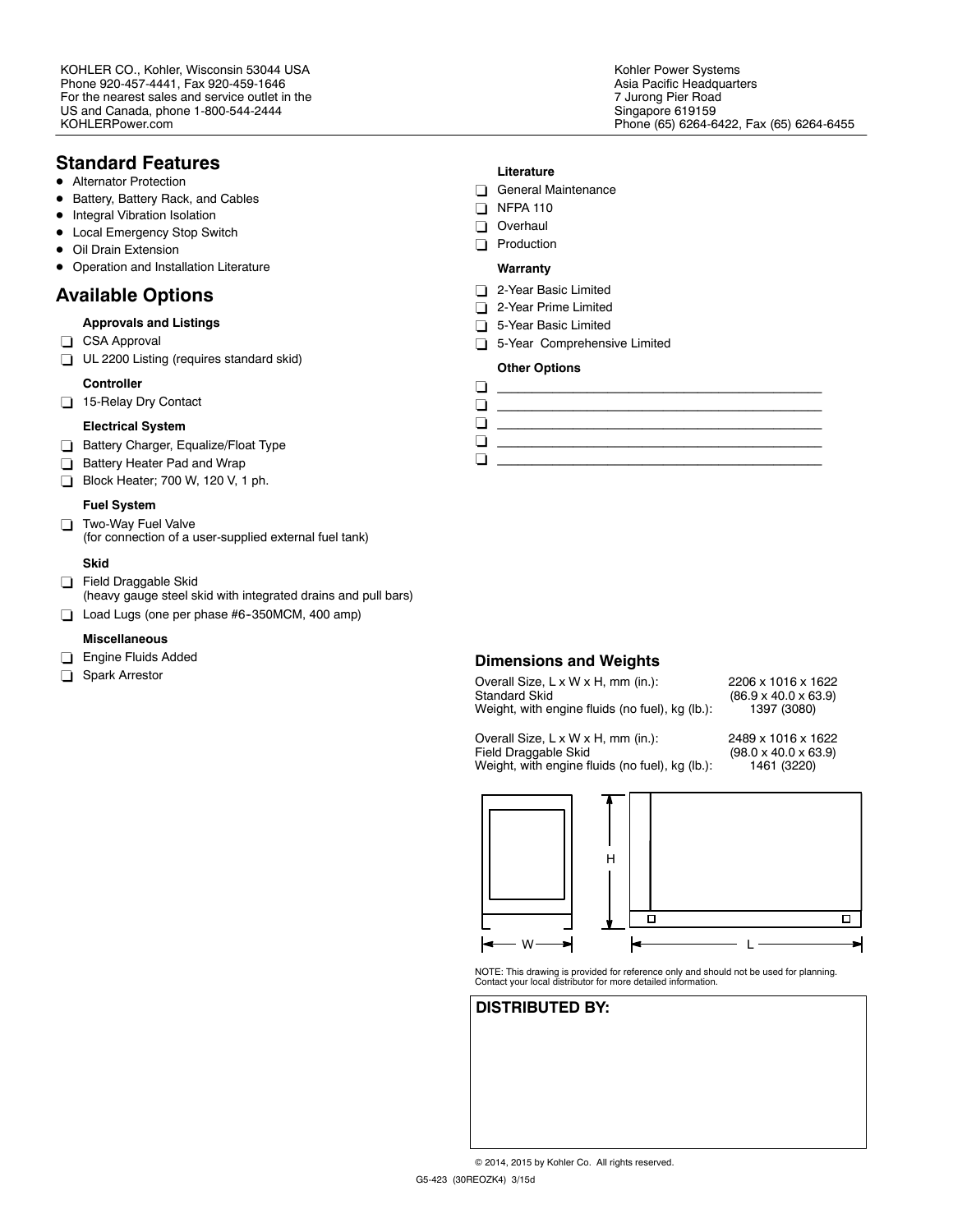KOHLER CO., Kohler, Wisconsin 53044 USA
Phone 920-457-4441, Fax 920-459-1646
For the nearest sales and service outlet in the US and Canada, phone 1-800-544-2444
KOHLERPower.com

Kohler Power Systems
Asia Pacific Headquarters
7 Jurong Pier Road
Singapore 619159
Phone (65) 6264-6422, Fax (65) 6264-6455

## Standard Features

- Alternator Protection
- Battery, Battery Rack, and Cables
- Integral Vibration Isolation
- Local Emergency Stop Switch
- Oil Drain Extension
- Operation and Installation Literature

## Available Options

### Approvals and Listings

- ❑ CSA Approval
- ❑ UL 2200 Listing (requires standard skid)

### Controller

- ❑ 15-Relay Dry Contact

### Electrical System

- ❑ Battery Charger, Equalize/Float Type
- ❑ Battery Heater Pad and Wrap
- ❑ Block Heater; 700 W, 120 V, 1 ph.

### Fuel System

- ❑ Two-Way Fuel Valve (for connection of a user-supplied external fuel tank)

### Skid

- ❑ Field Draggable Skid (heavy gauge steel skid with integrated drains and pull bars)
- ❑ Load Lugs (one per phase #6-350MCM, 400 amp)

### Miscellaneous

- ❑ Engine Fluids Added
- ❑ Spark Arrestor

### Literature

- ❑ General Maintenance
- ❑ NFPA 110
- ❑ Overhaul
- ❑ Production

### Warranty

- ❑ 2-Year Basic Limited
- ❑ 2-Year Prime Limited
- ❑ 5-Year Basic Limited
- ❑ 5-Year Comprehensive Limited

### Other Options

- ❑ ____________________________________________
- ❑ ____________________________________________
- ❑ ____________________________________________
- ❑ ____________________________________________
- ❑ ____________________________________________

## Dimensions and Weights

| | |
|---|---|
| Overall Size, L x W x H, mm (in.): Standard Skid | 2206 x 1016 x 1622 (86.9 x 40.0 x 63.9) |
| Weight, with engine fluids (no fuel), kg (lb.): | 1397 (3080) |
| Overall Size, L x W x H, mm (in.): Field Draggable Skid | 2489 x 1016 x 1622 (98.0 x 40.0 x 63.9) |
| Weight, with engine fluids (no fuel), kg (lb.): | 1461 (3220) |

H
W
L

NOTE: This drawing is provided for reference only and should not be used for planning. Contact your local distributor for more detailed information.

**DISTRIBUTED BY:**

© 2014, 2015 by Kohler Co. All rights reserved.

G5-423 (30REOZK4) 3/15d